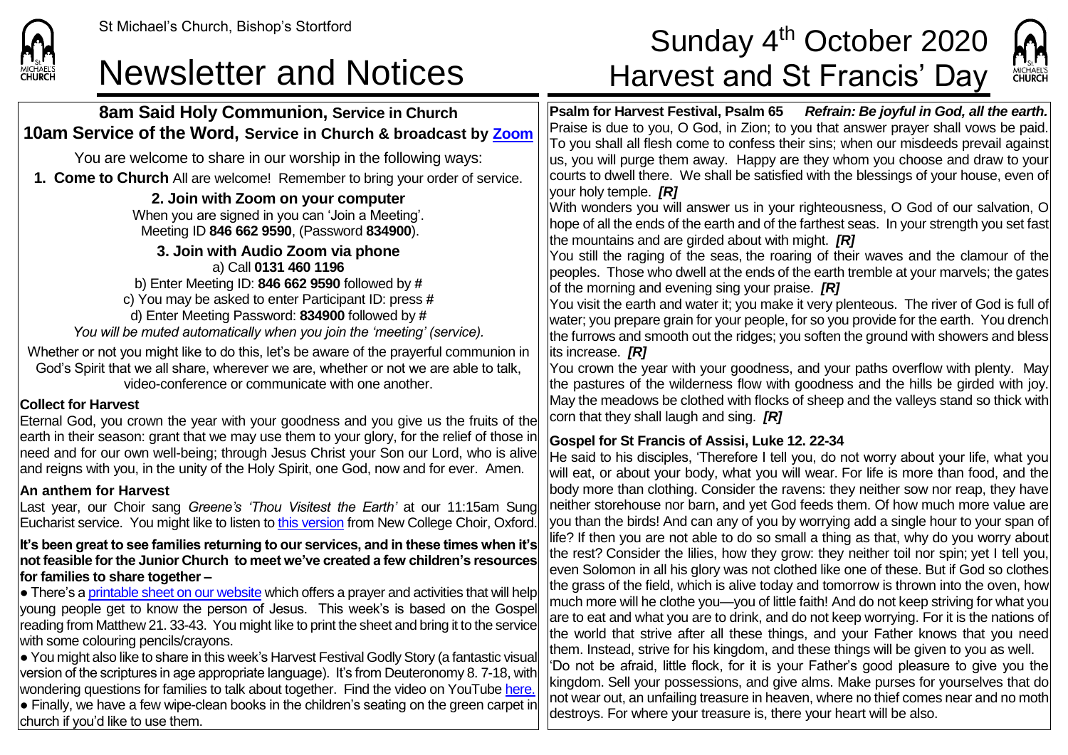St Michael's Church, Bishop's Stortford

# Newsletter and Notices

# Sunday 4th October 2020 Harvest and St Francis' Day

## 8am Said Holy Communion, Service in Church
## 10am Service of the Word, Service in Church & broadcast by Zoom

You are welcome to share in our worship in the following ways:

**1. Come to Church** All are welcome! Remember to bring your order of service.

**2. Join with Zoom on your computer**
When you are signed in you can 'Join a Meeting'.
Meeting ID **846 662 9590**, (Password **834900**).

**3. Join with Audio Zoom via phone**
a) Call **0131 460 1196**
b) Enter Meeting ID: **846 662 9590** followed by **#**
c) You may be asked to enter Participant ID: press **#**
d) Enter Meeting Password: **834900** followed by **#**
*You will be muted automatically when you join the 'meeting' (service).*

Whether or not you might like to do this, let's be aware of the prayerful communion in God's Spirit that we all share, wherever we are, whether or not we are able to talk, video-conference or communicate with one another.

**Collect for Harvest**
Eternal God, you crown the year with your goodness and you give us the fruits of the earth in their season: grant that we may use them to your glory, for the relief of those in need and for our own well-being; through Jesus Christ your Son our Lord, who is alive and reigns with you, in the unity of the Holy Spirit, one God, now and for ever. Amen.

**An anthem for Harvest**
Last year, our Choir sang *Greene's 'Thou Visitest the Earth'* at our 11:15am Sung Eucharist service. You might like to listen to this version from New College Choir, Oxford.

**It's been great to see families returning to our services, and in these times when it's not feasible for the Junior Church to meet we've created a few children's resources for families to share together –**

- There's a printable sheet on our website which offers a prayer and activities that will help young people get to know the person of Jesus. This week's is based on the Gospel reading from Matthew 21. 33-43. You might like to print the sheet and bring it to the service with some colouring pencils/crayons.
- You might also like to share in this week's Harvest Festival Godly Story (a fantastic visual version of the scriptures in age appropriate language). It's from Deuteronomy 8. 7-18, with wondering questions for families to talk about together. Find the video on YouTube here.
- Finally, we have a few wipe-clean books in the children's seating on the green carpet in church if you'd like to use them.

**Psalm for Harvest Festival, Psalm 65** *Refrain: Be joyful in God, all the earth.*
Praise is due to you, O God, in Zion; to you that answer prayer shall vows be paid. To you shall all flesh come to confess their sins; when our misdeeds prevail against us, you will purge them away. Happy are they whom you choose and draw to your courts to dwell there. We shall be satisfied with the blessings of your house, even of your holy temple. ***[R]***
With wonders you will answer us in your righteousness, O God of our salvation, O hope of all the ends of the earth and of the farthest seas. In your strength you set fast the mountains and are girded about with might. ***[R]***
You still the raging of the seas, the roaring of their waves and the clamour of the peoples. Those who dwell at the ends of the earth tremble at your marvels; the gates of the morning and evening sing your praise. ***[R]***
You visit the earth and water it; you make it very plenteous. The river of God is full of water; you prepare grain for your people, for so you provide for the earth. You drench the furrows and smooth out the ridges; you soften the ground with showers and bless its increase. ***[R]***
You crown the year with your goodness, and your paths overflow with plenty. May the pastures of the wilderness flow with goodness and the hills be girded with joy. May the meadows be clothed with flocks of sheep and the valleys stand so thick with corn that they shall laugh and sing. ***[R]***

**Gospel for St Francis of Assisi, Luke 12. 22-34**
He said to his disciples, 'Therefore I tell you, do not worry about your life, what you will eat, or about your body, what you will wear. For life is more than food, and the body more than clothing. Consider the ravens: they neither sow nor reap, they have neither storehouse nor barn, and yet God feeds them. Of how much more value are you than the birds! And can any of you by worrying add a single hour to your span of life? If then you are not able to do so small a thing as that, why do you worry about the rest? Consider the lilies, how they grow: they neither toil nor spin; yet I tell you, even Solomon in all his glory was not clothed like one of these. But if God so clothes the grass of the field, which is alive today and tomorrow is thrown into the oven, how much more will he clothe you—you of little faith! And do not keep striving for what you are to eat and what you are to drink, and do not keep worrying. For it is the nations of the world that strive after all these things, and your Father knows that you need them. Instead, strive for his kingdom, and these things will be given to you as well.
'Do not be afraid, little flock, for it is your Father's good pleasure to give you the kingdom. Sell your possessions, and give alms. Make purses for yourselves that do not wear out, an unfailing treasure in heaven, where no thief comes near and no moth destroys. For where your treasure is, there your heart will be also.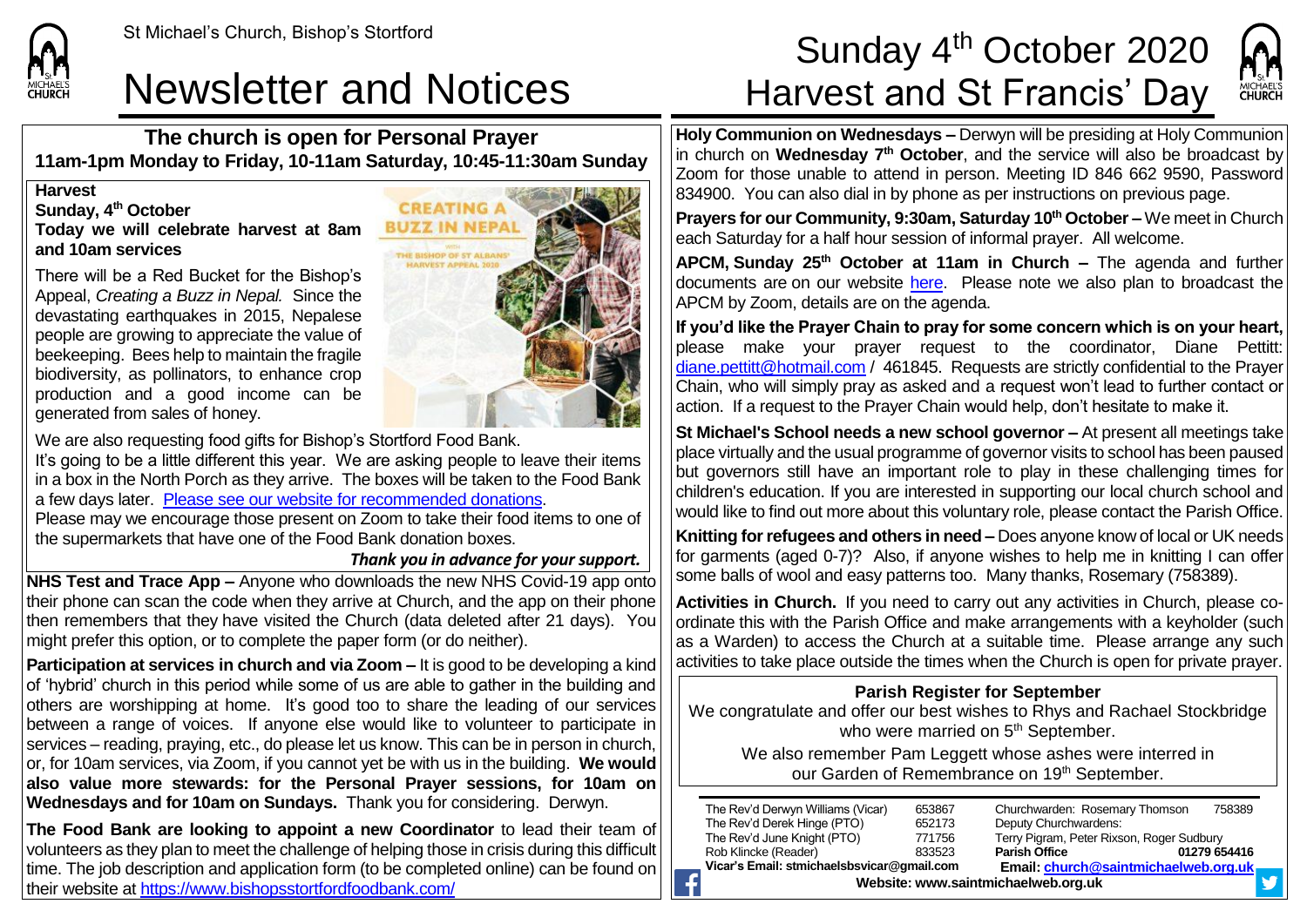St Michael's Church, Bishop's Stortford

# Newsletter and Notices

# Sunday 4th October 2020 Harvest and St Francis' Day

## The church is open for Personal Prayer

**11am-1pm Monday to Friday, 10-11am Saturday, 10:45-11:30am Sunday**

**Harvest**

**Sunday, 4th October**

**Today we will celebrate harvest at 8am and 10am services**

There will be a Red Bucket for the Bishop's Appeal, *Creating a Buzz in Nepal.* Since the devastating earthquakes in 2015, Nepalese people are growing to appreciate the value of beekeeping. Bees help to maintain the fragile biodiversity, as pollinators, to enhance crop production and a good income can be generated from sales of honey.

We are also requesting food gifts for Bishop's Stortford Food Bank.

It's going to be a little different this year. We are asking people to leave their items in a box in the North Porch as they arrive. The boxes will be taken to the Food Bank a few days later. Please see our website for recommended donations.

Please may we encourage those present on Zoom to take their food items to one of the supermarkets that have one of the Food Bank donation boxes.

***Thank you in advance for your support.***

**NHS Test and Trace App –** Anyone who downloads the new NHS Covid-19 app onto their phone can scan the code when they arrive at Church, and the app on their phone then remembers that they have visited the Church (data deleted after 21 days). You might prefer this option, or to complete the paper form (or do neither).

**Participation at services in church and via Zoom –** It is good to be developing a kind of 'hybrid' church in this period while some of us are able to gather in the building and others are worshipping at home. It's good too to share the leading of our services between a range of voices. If anyone else would like to volunteer to participate in services – reading, praying, etc., do please let us know. This can be in person in church, or, for 10am services, via Zoom, if you cannot yet be with us in the building. **We would also value more stewards: for the Personal Prayer sessions, for 10am on Wednesdays and for 10am on Sundays.** Thank you for considering. Derwyn.

**The Food Bank are looking to appoint a new Coordinator** to lead their team of volunteers as they plan to meet the challenge of helping those in crisis during this difficult time. The job description and application form (to be completed online) can be found on their website at https://www.bishopsstortfordfoodbank.com/

**Holy Communion on Wednesdays –** Derwyn will be presiding at Holy Communion in church on **Wednesday 7th October**, and the service will also be broadcast by Zoom for those unable to attend in person. Meeting ID 846 662 9590, Password 834900. You can also dial in by phone as per instructions on previous page.

**Prayers for our Community, 9:30am, Saturday 10th October –** We meet in Church each Saturday for a half hour session of informal prayer. All welcome.

**APCM, Sunday 25th October at 11am in Church –** The agenda and further documents are on our website here. Please note we also plan to broadcast the APCM by Zoom, details are on the agenda.

**If you'd like the Prayer Chain to pray for some concern which is on your heart,** please make your prayer request to the coordinator, Diane Pettitt: diane.pettitt@hotmail.com / 461845. Requests are strictly confidential to the Prayer Chain, who will simply pray as asked and a request won't lead to further contact or action. If a request to the Prayer Chain would help, don't hesitate to make it.

**St Michael's School needs a new school governor –** At present all meetings take place virtually and the usual programme of governor visits to school has been paused but governors still have an important role to play in these challenging times for children's education. If you are interested in supporting our local church school and would like to find out more about this voluntary role, please contact the Parish Office.

**Knitting for refugees and others in need –** Does anyone know of local or UK needs for garments (aged 0-7)? Also, if anyone wishes to help me in knitting I can offer some balls of wool and easy patterns too. Many thanks, Rosemary (758389).

**Activities in Church.** If you need to carry out any activities in Church, please co-ordinate this with the Parish Office and make arrangements with a keyholder (such as a Warden) to access the Church at a suitable time. Please arrange any such activities to take place outside the times when the Church is open for private prayer.

### Parish Register for September

We congratulate and offer our best wishes to Rhys and Rachael Stockbridge who were married on 5th September.

We also remember Pam Leggett whose ashes were interred in our Garden of Remembrance on 19th September.

| | | | |
|---|---|---|---|
| The Rev'd Derwyn Williams (Vicar) | 653867 | Churchwarden: Rosemary Thomson | 758389 |
| The Rev'd Derek Hinge (PTO) | 652173 | Deputy Churchwardens: | |
| The Rev'd June Knight (PTO) | 771756 | Terry Pigram, Peter Rixson, Roger Sudbury | |
| Rob Klincke (Reader) | 833523 | **Parish Office** | **01279 654416** |
| **Vicar's Email: stmichaelsbsvicar@gmail.com** | | **Email: church@saintmichaelweb.org.uk** | |

**Website: www.saintmichaelweb.org.uk**